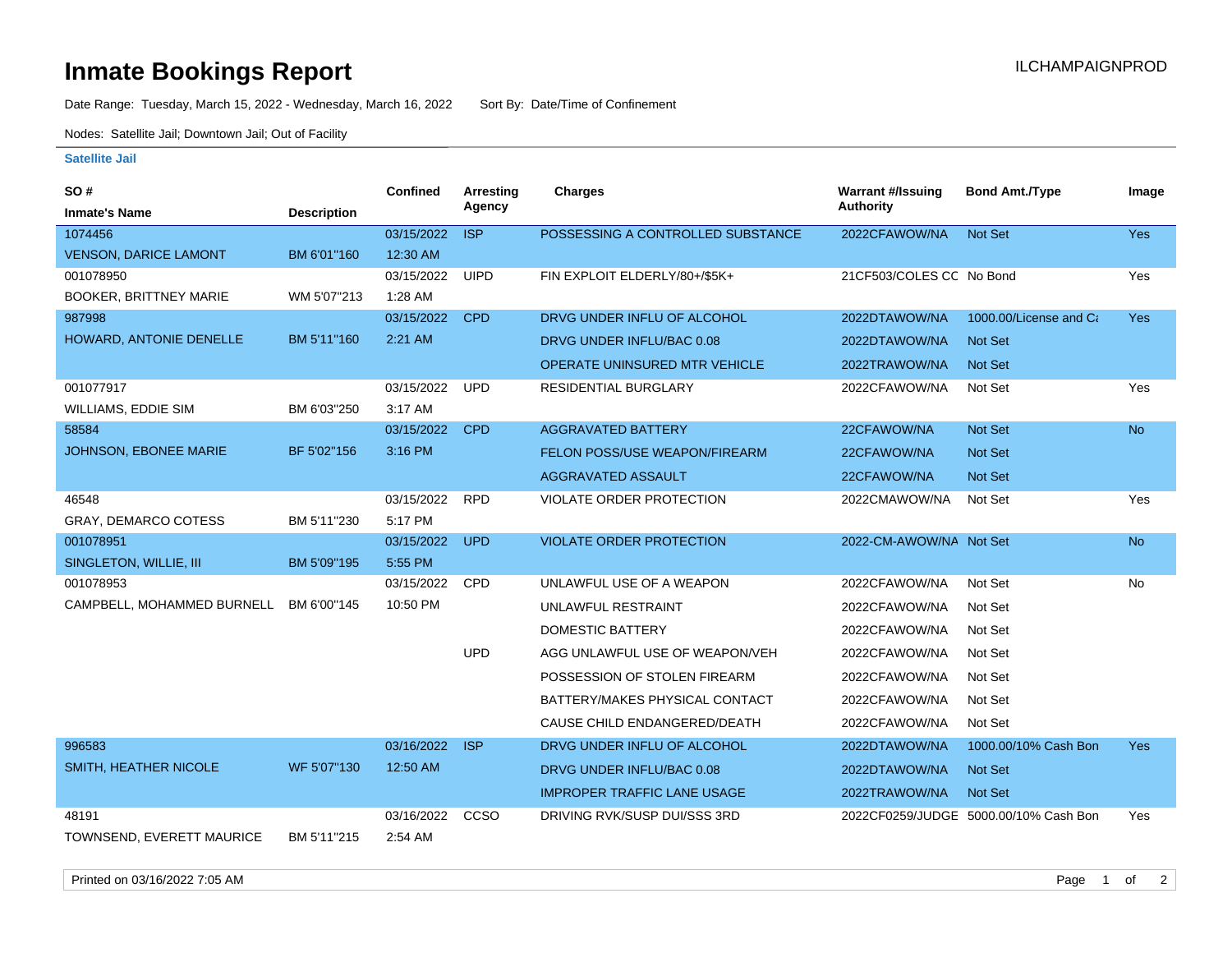# Inmate Bookings Report

ILCHAMPAIGNPROD

Date Range: Tuesday, March 15, 2022 - Wednesday, March 16, 2022 Sort By: Date/Time of Confinement

Nodes: Satellite Jail; Downtown Jail; Out of Facility

### Satellite Jail

| SO # / Inmate's Name | Description | Confined | Arresting Agency | Charges | Warrant #/Issuing Authority | Bond Amt./Type | Image |
|---|---|---|---|---|---|---|---|
| 1074456 VENSON, DARICE LAMONT | BM 6'01"160 | 03/15/2022 12:30 AM | ISP | POSSESSING A CONTROLLED SUBSTANCE | 2022CFAWOW/NA | Not Set | Yes |
| 001078950 BOOKER, BRITTNEY MARIE | WM 5'07"213 | 03/15/2022 1:28 AM | UIPD | FIN EXPLOIT ELDERLY/80+/$5K+ | 21CF503/COLES CC | No Bond | Yes |
| 987998 HOWARD, ANTONIE DENELLE | BM 5'11"160 | 03/15/2022 2:21 AM | CPD | DRVG UNDER INFLU OF ALCOHOL | 2022DTAWOW/NA | 1000.00/License and Ca | Yes |
| | | | | DRVG UNDER INFLU/BAC 0.08 | 2022DTAWOW/NA | Not Set | |
| | | | | OPERATE UNINSURED MTR VEHICLE | 2022TRAWOW/NA | Not Set | |
| 001077917 WILLIAMS, EDDIE SIM | BM 6'03"250 | 03/15/2022 3:17 AM | UPD | RESIDENTIAL BURGLARY | 2022CFAWOW/NA | Not Set | Yes |
| 58584 JOHNSON, EBONEE MARIE | BF 5'02"156 | 03/15/2022 3:16 PM | CPD | AGGRAVATED BATTERY | 22CFAWOW/NA | Not Set | No |
| | | | | FELON POSS/USE WEAPON/FIREARM | 22CFAWOW/NA | Not Set | |
| | | | | AGGRAVATED ASSAULT | 22CFAWOW/NA | Not Set | |
| 46548 GRAY, DEMARCO COTESS | BM 5'11"230 | 03/15/2022 5:17 PM | RPD | VIOLATE ORDER PROTECTION | 2022CMAWOW/NA | Not Set | Yes |
| 001078951 SINGLETON, WILLIE, III | BM 5'09"195 | 03/15/2022 5:55 PM | UPD | VIOLATE ORDER PROTECTION | 2022-CM-AWOW/NA | Not Set | No |
| 001078953 CAMPBELL, MOHAMMED BURNELL | BM 6'00"145 | 03/15/2022 10:50 PM | CPD | UNLAWFUL USE OF A WEAPON | 2022CFAWOW/NA | Not Set | No |
| | | | | UNLAWFUL RESTRAINT | 2022CFAWOW/NA | Not Set | |
| | | | | DOMESTIC BATTERY | 2022CFAWOW/NA | Not Set | |
| | | | UPD | AGG UNLAWFUL USE OF WEAPON/VEH | 2022CFAWOW/NA | Not Set | |
| | | | | POSSESSION OF STOLEN FIREARM | 2022CFAWOW/NA | Not Set | |
| | | | | BATTERY/MAKES PHYSICAL CONTACT | 2022CFAWOW/NA | Not Set | |
| | | | | CAUSE CHILD ENDANGERED/DEATH | 2022CFAWOW/NA | Not Set | |
| 996583 SMITH, HEATHER NICOLE | WF 5'07"130 | 03/16/2022 12:50 AM | ISP | DRVG UNDER INFLU OF ALCOHOL | 2022DTAWOW/NA | 1000.00/10% Cash Bon | Yes |
| | | | | DRVG UNDER INFLU/BAC 0.08 | 2022DTAWOW/NA | Not Set | |
| | | | | IMPROPER TRAFFIC LANE USAGE | 2022TRAWOW/NA | Not Set | |
| 48191 TOWNSEND, EVERETT MAURICE | BM 5'11"215 | 03/16/2022 2:54 AM | CCSO | DRIVING RVK/SUSP DUI/SSS 3RD | 2022CF0259/JUDGE | 5000.00/10% Cash Bon | Yes |

Printed on 03/16/2022 7:05 AM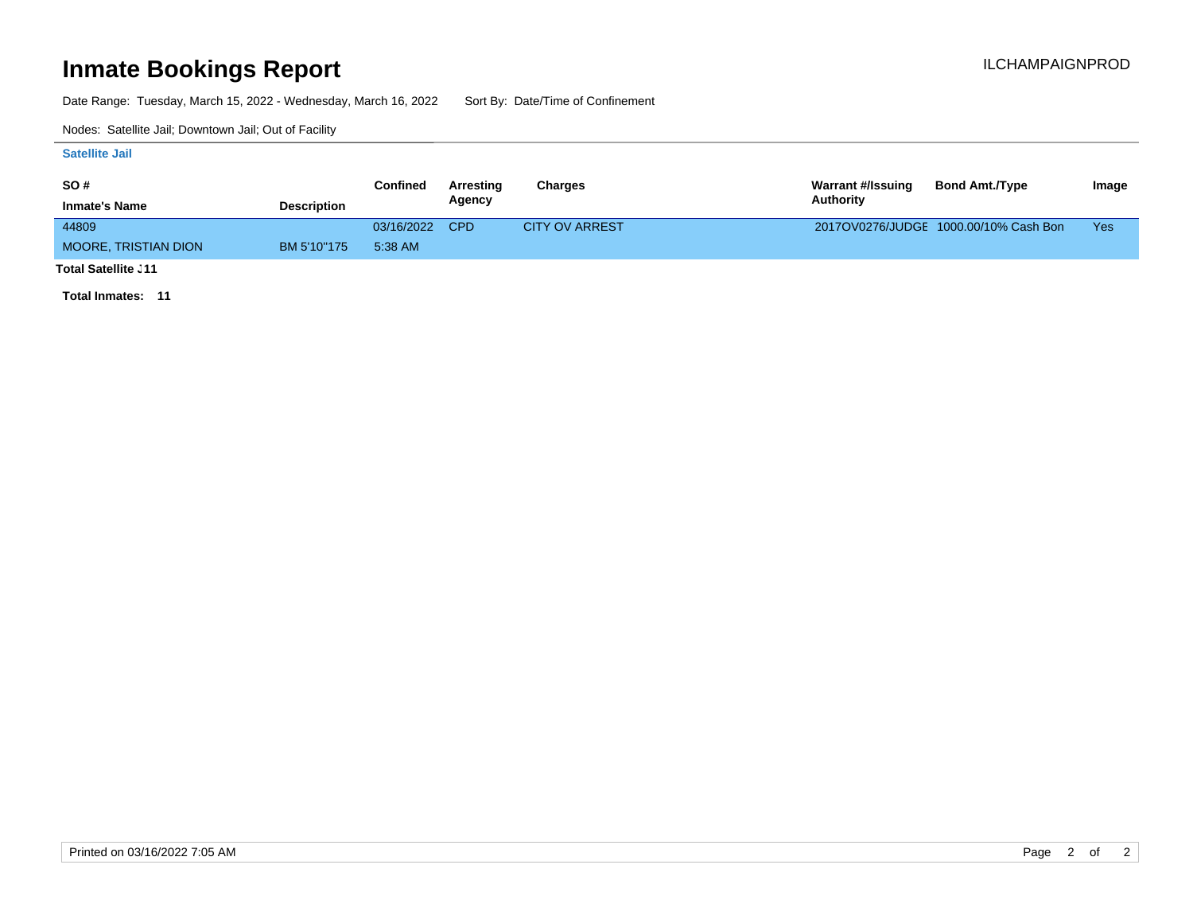# Inmate Bookings Report

ILCHAMPAIGNPROD

Date Range: Tuesday, March 15, 2022 - Wednesday, March 16, 2022    Sort By: Date/Time of Confinement

Nodes: Satellite Jail; Downtown Jail; Out of Facility

**Satellite Jail**

| SO # / Inmate's Name | Description | Confined | Arresting Agency | Charges | Warrant #/Issuing Authority | Bond Amt./Type | Image |
|---|---|---|---|---|---|---|---|
| 44809 MOORE, TRISTIAN DION | BM 5'10"175 | 03/16/2022 5:38 AM | CPD | CITY OV ARREST | 2017OV0276/JUDGE | 1000.00/10% Cash Bon | Yes |

**Total Satellite J 11**

**Total Inmates: 11**

Printed on 03/16/2022 7:05 AM